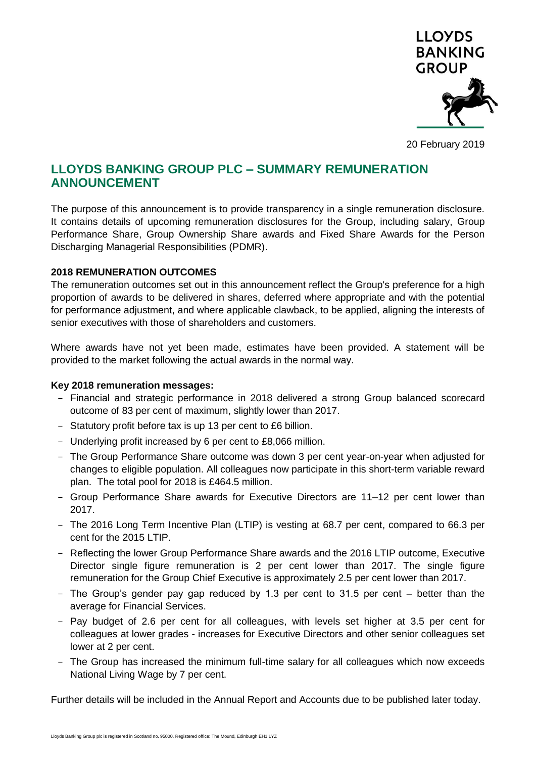LLOYDS BANKING GROUP

20 February 2019

# LLOYDS BANKING GROUP PLC – SUMMARY REMUNERATION ANNOUNCEMENT

The purpose of this announcement is to provide transparency in a single remuneration disclosure. It contains details of upcoming remuneration disclosures for the Group, including salary, Group Performance Share, Group Ownership Share awards and Fixed Share Awards for the Person Discharging Managerial Responsibilities (PDMR).

**2018 REMUNERATION OUTCOMES**

The remuneration outcomes set out in this announcement reflect the Group's preference for a high proportion of awards to be delivered in shares, deferred where appropriate and with the potential for performance adjustment, and where applicable clawback, to be applied, aligning the interests of senior executives with those of shareholders and customers.

Where awards have not yet been made, estimates have been provided. A statement will be provided to the market following the actual awards in the normal way.

**Key 2018 remuneration messages:**

- Financial and strategic performance in 2018 delivered a strong Group balanced scorecard outcome of 83 per cent of maximum, slightly lower than 2017.
- Statutory profit before tax is up 13 per cent to £6 billion.
- Underlying profit increased by 6 per cent to £8,066 million.
- The Group Performance Share outcome was down 3 per cent year-on-year when adjusted for changes to eligible population. All colleagues now participate in this short-term variable reward plan. The total pool for 2018 is £464.5 million.
- Group Performance Share awards for Executive Directors are 11–12 per cent lower than 2017.
- The 2016 Long Term Incentive Plan (LTIP) is vesting at 68.7 per cent, compared to 66.3 per cent for the 2015 LTIP.
- Reflecting the lower Group Performance Share awards and the 2016 LTIP outcome, Executive Director single figure remuneration is 2 per cent lower than 2017. The single figure remuneration for the Group Chief Executive is approximately 2.5 per cent lower than 2017.
- The Group's gender pay gap reduced by 1.3 per cent to 31.5 per cent – better than the average for Financial Services.
- Pay budget of 2.6 per cent for all colleagues, with levels set higher at 3.5 per cent for colleagues at lower grades - increases for Executive Directors and other senior colleagues set lower at 2 per cent.
- The Group has increased the minimum full-time salary for all colleagues which now exceeds National Living Wage by 7 per cent.

Further details will be included in the Annual Report and Accounts due to be published later today.

Lloyds Banking Group plc is registered in Scotland no. 95000. Registered office: The Mound, Edinburgh EH1 1YZ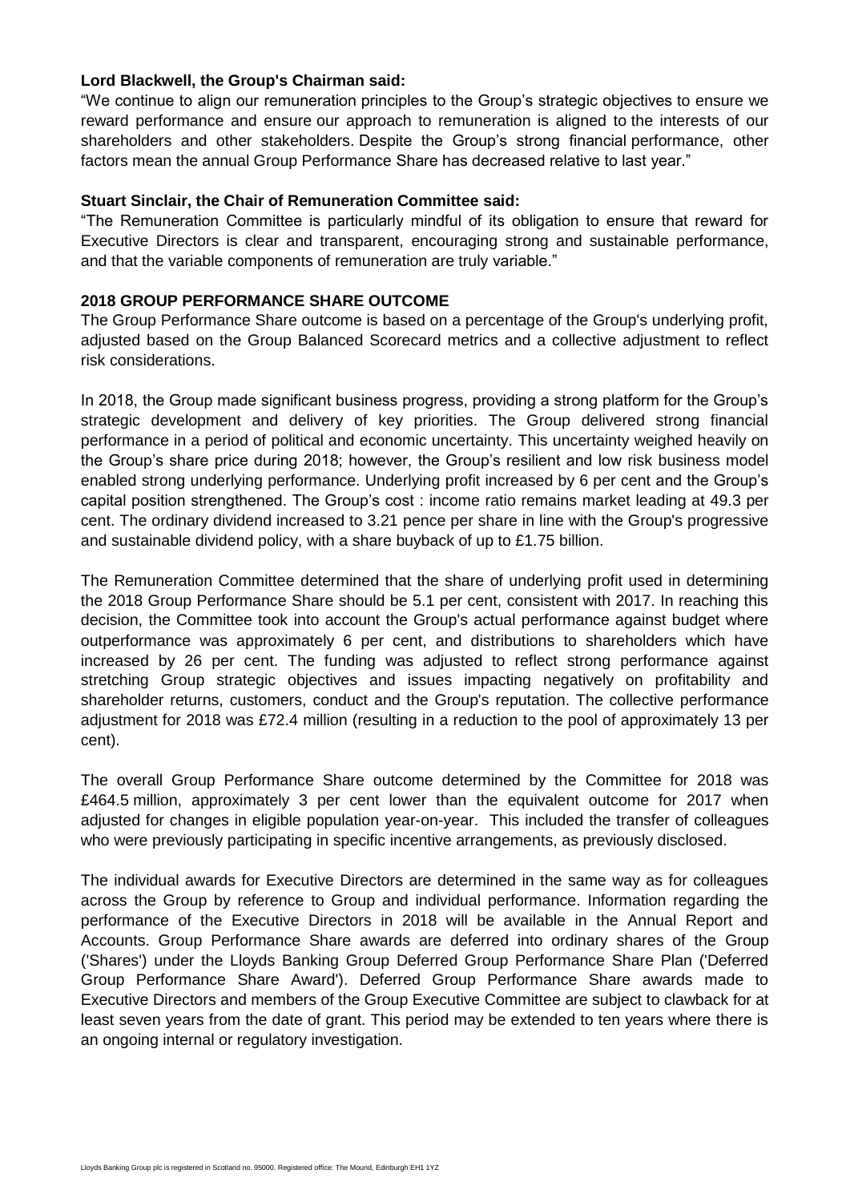**Lord Blackwell, the Group's Chairman said:**

"We continue to align our remuneration principles to the Group's strategic objectives to ensure we reward performance and ensure our approach to remuneration is aligned to the interests of our shareholders and other stakeholders. Despite the Group's strong financial performance, other factors mean the annual Group Performance Share has decreased relative to last year."

**Stuart Sinclair, the Chair of Remuneration Committee said:**

"The Remuneration Committee is particularly mindful of its obligation to ensure that reward for Executive Directors is clear and transparent, encouraging strong and sustainable performance, and that the variable components of remuneration are truly variable."

**2018 GROUP PERFORMANCE SHARE OUTCOME**

The Group Performance Share outcome is based on a percentage of the Group's underlying profit, adjusted based on the Group Balanced Scorecard metrics and a collective adjustment to reflect risk considerations.

In 2018, the Group made significant business progress, providing a strong platform for the Group's strategic development and delivery of key priorities. The Group delivered strong financial performance in a period of political and economic uncertainty. This uncertainty weighed heavily on the Group's share price during 2018; however, the Group's resilient and low risk business model enabled strong underlying performance. Underlying profit increased by 6 per cent and the Group's capital position strengthened. The Group's cost : income ratio remains market leading at 49.3 per cent. The ordinary dividend increased to 3.21 pence per share in line with the Group's progressive and sustainable dividend policy, with a share buyback of up to £1.75 billion.

The Remuneration Committee determined that the share of underlying profit used in determining the 2018 Group Performance Share should be 5.1 per cent, consistent with 2017. In reaching this decision, the Committee took into account the Group's actual performance against budget where outperformance was approximately 6 per cent, and distributions to shareholders which have increased by 26 per cent. The funding was adjusted to reflect strong performance against stretching Group strategic objectives and issues impacting negatively on profitability and shareholder returns, customers, conduct and the Group's reputation. The collective performance adjustment for 2018 was £72.4 million (resulting in a reduction to the pool of approximately 13 per cent).

The overall Group Performance Share outcome determined by the Committee for 2018 was £464.5 million, approximately 3 per cent lower than the equivalent outcome for 2017 when adjusted for changes in eligible population year-on-year. This included the transfer of colleagues who were previously participating in specific incentive arrangements, as previously disclosed.

The individual awards for Executive Directors are determined in the same way as for colleagues across the Group by reference to Group and individual performance. Information regarding the performance of the Executive Directors in 2018 will be available in the Annual Report and Accounts. Group Performance Share awards are deferred into ordinary shares of the Group ('Shares') under the Lloyds Banking Group Deferred Group Performance Share Plan ('Deferred Group Performance Share Award'). Deferred Group Performance Share awards made to Executive Directors and members of the Group Executive Committee are subject to clawback for at least seven years from the date of grant. This period may be extended to ten years where there is an ongoing internal or regulatory investigation.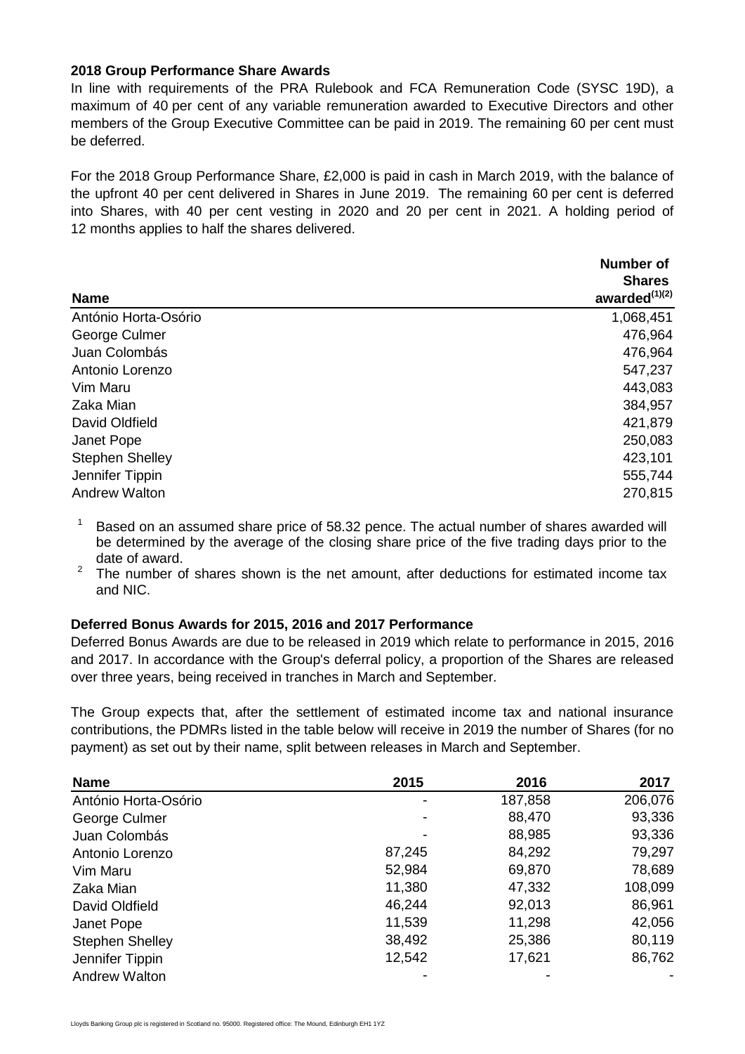**2018 Group Performance Share Awards**

In line with requirements of the PRA Rulebook and FCA Remuneration Code (SYSC 19D), a maximum of 40 per cent of any variable remuneration awarded to Executive Directors and other members of the Group Executive Committee can be paid in 2019. The remaining 60 per cent must be deferred.

For the 2018 Group Performance Share, £2,000 is paid in cash in March 2019, with the balance of the upfront 40 per cent delivered in Shares in June 2019. The remaining 60 per cent is deferred into Shares, with 40 per cent vesting in 2020 and 20 per cent in 2021. A holding period of 12 months applies to half the shares delivered.

| Name | Number of Shares awarded[(1)(2)] |
|---|---:|
| António Horta-Osório | 1,068,451 |
| George Culmer | 476,964 |
| Juan Colombás | 476,964 |
| Antonio Lorenzo | 547,237 |
| Vim Maru | 443,083 |
| Zaka Mian | 384,957 |
| David Oldfield | 421,879 |
| Janet Pope | 250,083 |
| Stephen Shelley | 423,101 |
| Jennifer Tippin | 555,744 |
| Andrew Walton | 270,815 |

[1] Based on an assumed share price of 58.32 pence. The actual number of shares awarded will be determined by the average of the closing share price of the five trading days prior to the date of award.

[2] The number of shares shown is the net amount, after deductions for estimated income tax and NIC.

**Deferred Bonus Awards for 2015, 2016 and 2017 Performance**

Deferred Bonus Awards are due to be released in 2019 which relate to performance in 2015, 2016 and 2017. In accordance with the Group's deferral policy, a proportion of the Shares are released over three years, being received in tranches in March and September.

The Group expects that, after the settlement of estimated income tax and national insurance contributions, the PDMRs listed in the table below will receive in 2019 the number of Shares (for no payment) as set out by their name, split between releases in March and September.

| Name | 2015 | 2016 | 2017 |
|---|---:|---:|---:|
| António Horta-Osório | - | 187,858 | 206,076 |
| George Culmer | - | 88,470 | 93,336 |
| Juan Colombás | - | 88,985 | 93,336 |
| Antonio Lorenzo | 87,245 | 84,292 | 79,297 |
| Vim Maru | 52,984 | 69,870 | 78,689 |
| Zaka Mian | 11,380 | 47,332 | 108,099 |
| David Oldfield | 46,244 | 92,013 | 86,961 |
| Janet Pope | 11,539 | 11,298 | 42,056 |
| Stephen Shelley | 38,492 | 25,386 | 80,119 |
| Jennifer Tippin | 12,542 | 17,621 | 86,762 |
| Andrew Walton | - | - | - |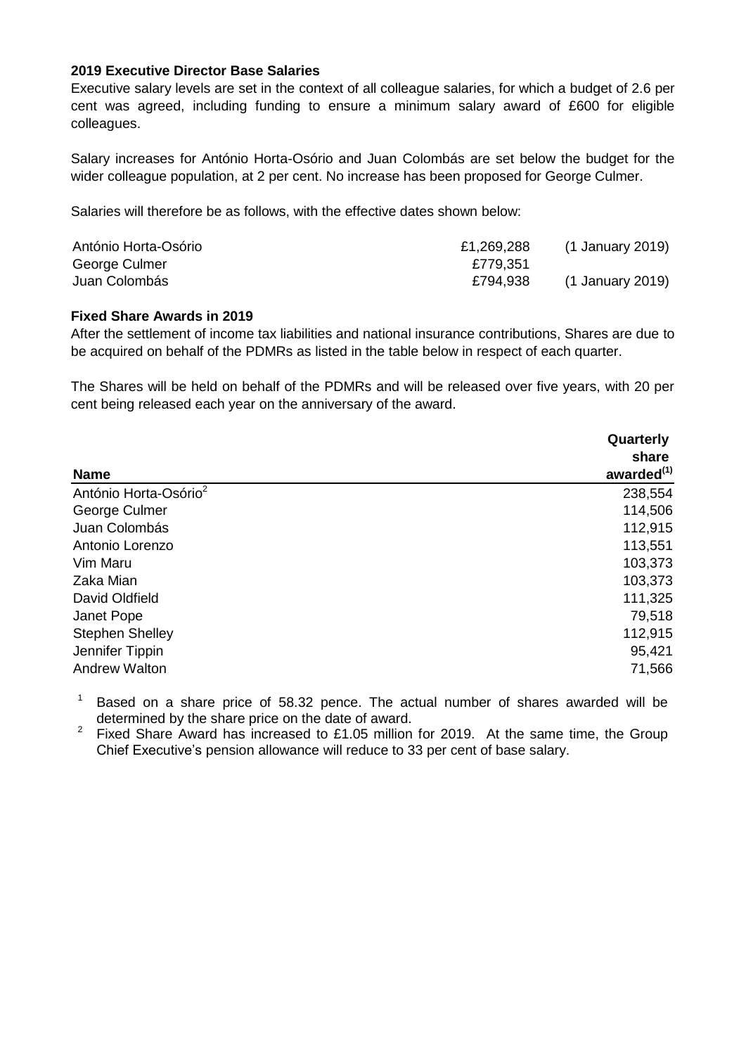**2019 Executive Director Base Salaries**

Executive salary levels are set in the context of all colleague salaries, for which a budget of 2.6 per cent was agreed, including funding to ensure a minimum salary award of £600 for eligible colleagues.

Salary increases for António Horta-Osório and Juan Colombás are set below the budget for the wider colleague population, at 2 per cent. No increase has been proposed for George Culmer.

Salaries will therefore be as follows, with the effective dates shown below:

| | | |
|---|---|---|
| António Horta-Osório | £1,269,288 | (1 January 2019) |
| George Culmer | £779,351 | |
| Juan Colombás | £794,938 | (1 January 2019) |

**Fixed Share Awards in 2019**

After the settlement of income tax liabilities and national insurance contributions, Shares are due to be acquired on behalf of the PDMRs as listed in the table below in respect of each quarter.

The Shares will be held on behalf of the PDMRs and will be released over five years, with 20 per cent being released each year on the anniversary of the award.

| Name | Quarterly share awarded[(1)] |
|---|---|
| António Horta-Osório[2] | 238,554 |
| George Culmer | 114,506 |
| Juan Colombás | 112,915 |
| Antonio Lorenzo | 113,551 |
| Vim Maru | 103,373 |
| Zaka Mian | 103,373 |
| David Oldfield | 111,325 |
| Janet Pope | 79,518 |
| Stephen Shelley | 112,915 |
| Jennifer Tippin | 95,421 |
| Andrew Walton | 71,566 |

[1] Based on a share price of 58.32 pence. The actual number of shares awarded will be determined by the share price on the date of award.

[2] Fixed Share Award has increased to £1.05 million for 2019. At the same time, the Group Chief Executive's pension allowance will reduce to 33 per cent of base salary.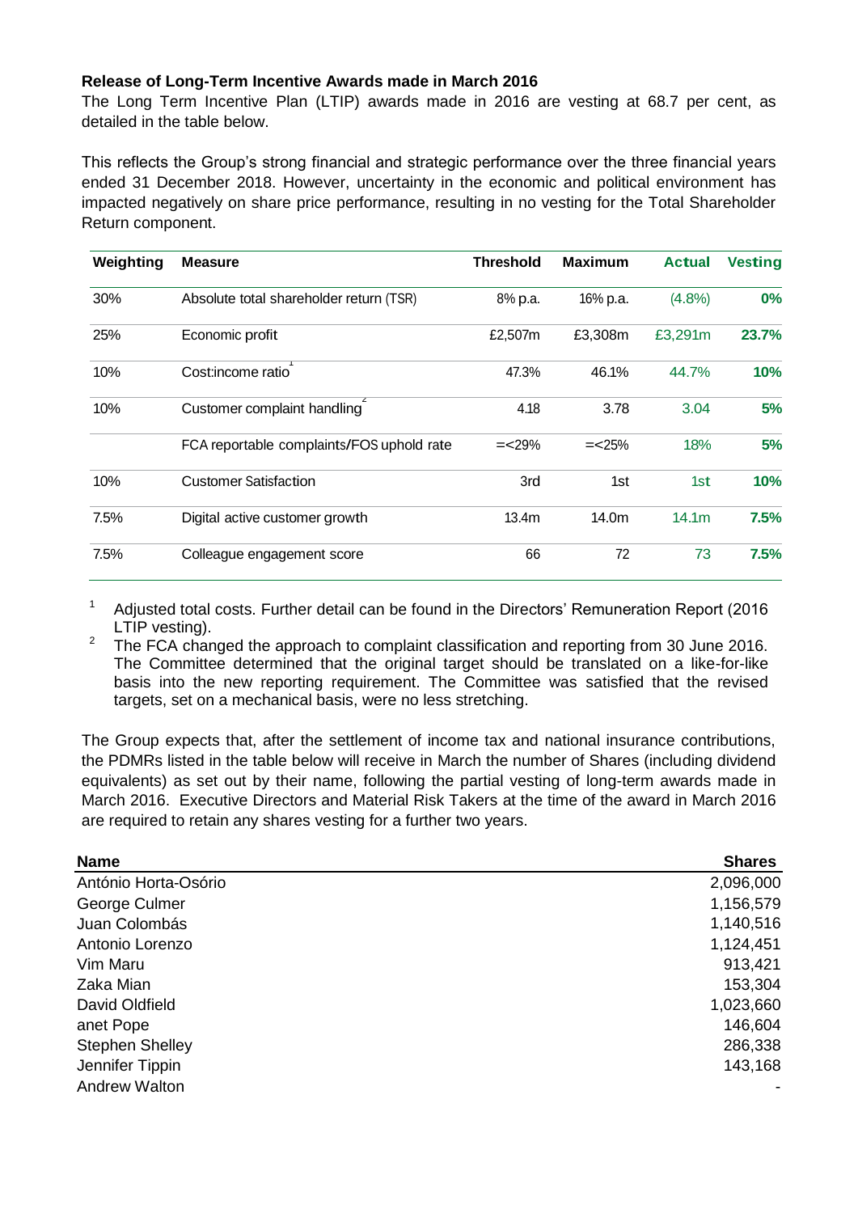**Release of Long-Term Incentive Awards made in March 2016**

The Long Term Incentive Plan (LTIP) awards made in 2016 are vesting at 68.7 per cent, as detailed in the table below.

This reflects the Group's strong financial and strategic performance over the three financial years ended 31 December 2018. However, uncertainty in the economic and political environment has impacted negatively on share price performance, resulting in no vesting for the Total Shareholder Return component.

| Weighting | Measure | Threshold | Maximum | Actual | Vesting |
|---|---|---|---|---|---|
| 30% | Absolute total shareholder return (TSR) | 8% p.a. | 16% p.a. | (4.8%) | **0%** |
| 25% | Economic profit | £2,507m | £3,308m | £3,291m | **23.7%** |
| 10% | Cost:income ratio[1] | 47.3% | 46.1% | 44.7% | **10%** |
| 10% | Customer complaint handling[2] | 4.18 | 3.78 | 3.04 | **5%** |
| | FCA reportable complaints/FOS uphold rate | =<29% | =<25% | 18% | **5%** |
| 10% | Customer Satisfaction | 3rd | 1st | 1st | **10%** |
| 7.5% | Digital active customer growth | 13.4m | 14.0m | 14.1m | **7.5%** |
| 7.5% | Colleague engagement score | 66 | 72 | 73 | **7.5%** |

[1] Adjusted total costs. Further detail can be found in the Directors' Remuneration Report (2016 LTIP vesting).

[2] The FCA changed the approach to complaint classification and reporting from 30 June 2016. The Committee determined that the original target should be translated on a like-for-like basis into the new reporting requirement. The Committee was satisfied that the revised targets, set on a mechanical basis, were no less stretching.

The Group expects that, after the settlement of income tax and national insurance contributions, the PDMRs listed in the table below will receive in March the number of Shares (including dividend equivalents) as set out by their name, following the partial vesting of long-term awards made in March 2016. Executive Directors and Material Risk Takers at the time of the award in March 2016 are required to retain any shares vesting for a further two years.

| Name | Shares |
|---|---|
| António Horta-Osório | 2,096,000 |
| George Culmer | 1,156,579 |
| Juan Colombás | 1,140,516 |
| Antonio Lorenzo | 1,124,451 |
| Vim Maru | 913,421 |
| Zaka Mian | 153,304 |
| David Oldfield | 1,023,660 |
| anet Pope | 146,604 |
| Stephen Shelley | 286,338 |
| Jennifer Tippin | 143,168 |
| Andrew Walton | - |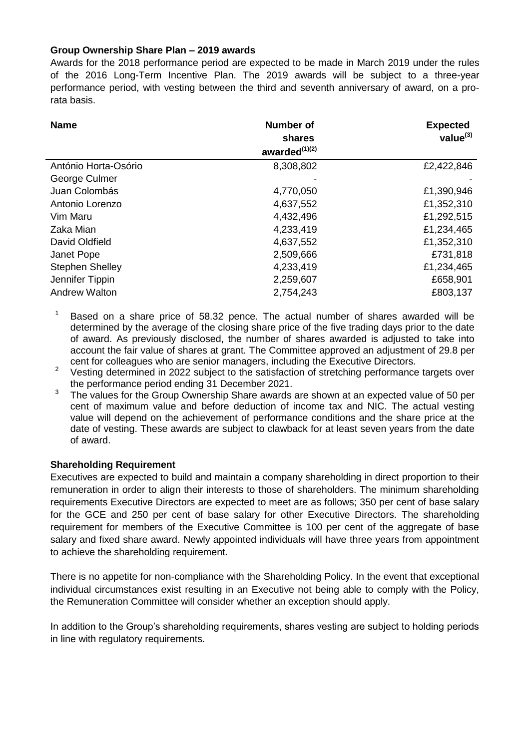**Group Ownership Share Plan – 2019 awards**

Awards for the 2018 performance period are expected to be made in March 2019 under the rules of the 2016 Long-Term Incentive Plan. The 2019 awards will be subject to a three-year performance period, with vesting between the third and seventh anniversary of award, on a pro-rata basis.

| Name | Number of shares awarded[(1)(2)] | Expected value[(3)] |
|---|---|---|
| António Horta-Osório | 8,308,802 | £2,422,846 |
| George Culmer | - | - |
| Juan Colombás | 4,770,050 | £1,390,946 |
| Antonio Lorenzo | 4,637,552 | £1,352,310 |
| Vim Maru | 4,432,496 | £1,292,515 |
| Zaka Mian | 4,233,419 | £1,234,465 |
| David Oldfield | 4,637,552 | £1,352,310 |
| Janet Pope | 2,509,666 | £731,818 |
| Stephen Shelley | 4,233,419 | £1,234,465 |
| Jennifer Tippin | 2,259,607 | £658,901 |
| Andrew Walton | 2,754,243 | £803,137 |

1. Based on a share price of 58.32 pence. The actual number of shares awarded will be determined by the average of the closing share price of the five trading days prior to the date of award. As previously disclosed, the number of shares awarded is adjusted to take into account the fair value of shares at grant. The Committee approved an adjustment of 29.8 per cent for colleagues who are senior managers, including the Executive Directors.
2. Vesting determined in 2022 subject to the satisfaction of stretching performance targets over the performance period ending 31 December 2021.
3. The values for the Group Ownership Share awards are shown at an expected value of 50 per cent of maximum value and before deduction of income tax and NIC. The actual vesting value will depend on the achievement of performance conditions and the share price at the date of vesting. These awards are subject to clawback for at least seven years from the date of award.

**Shareholding Requirement**

Executives are expected to build and maintain a company shareholding in direct proportion to their remuneration in order to align their interests to those of shareholders. The minimum shareholding requirements Executive Directors are expected to meet are as follows; 350 per cent of base salary for the GCE and 250 per cent of base salary for other Executive Directors. The shareholding requirement for members of the Executive Committee is 100 per cent of the aggregate of base salary and fixed share award. Newly appointed individuals will have three years from appointment to achieve the shareholding requirement.

There is no appetite for non-compliance with the Shareholding Policy. In the event that exceptional individual circumstances exist resulting in an Executive not being able to comply with the Policy, the Remuneration Committee will consider whether an exception should apply.

In addition to the Group's shareholding requirements, shares vesting are subject to holding periods in line with regulatory requirements.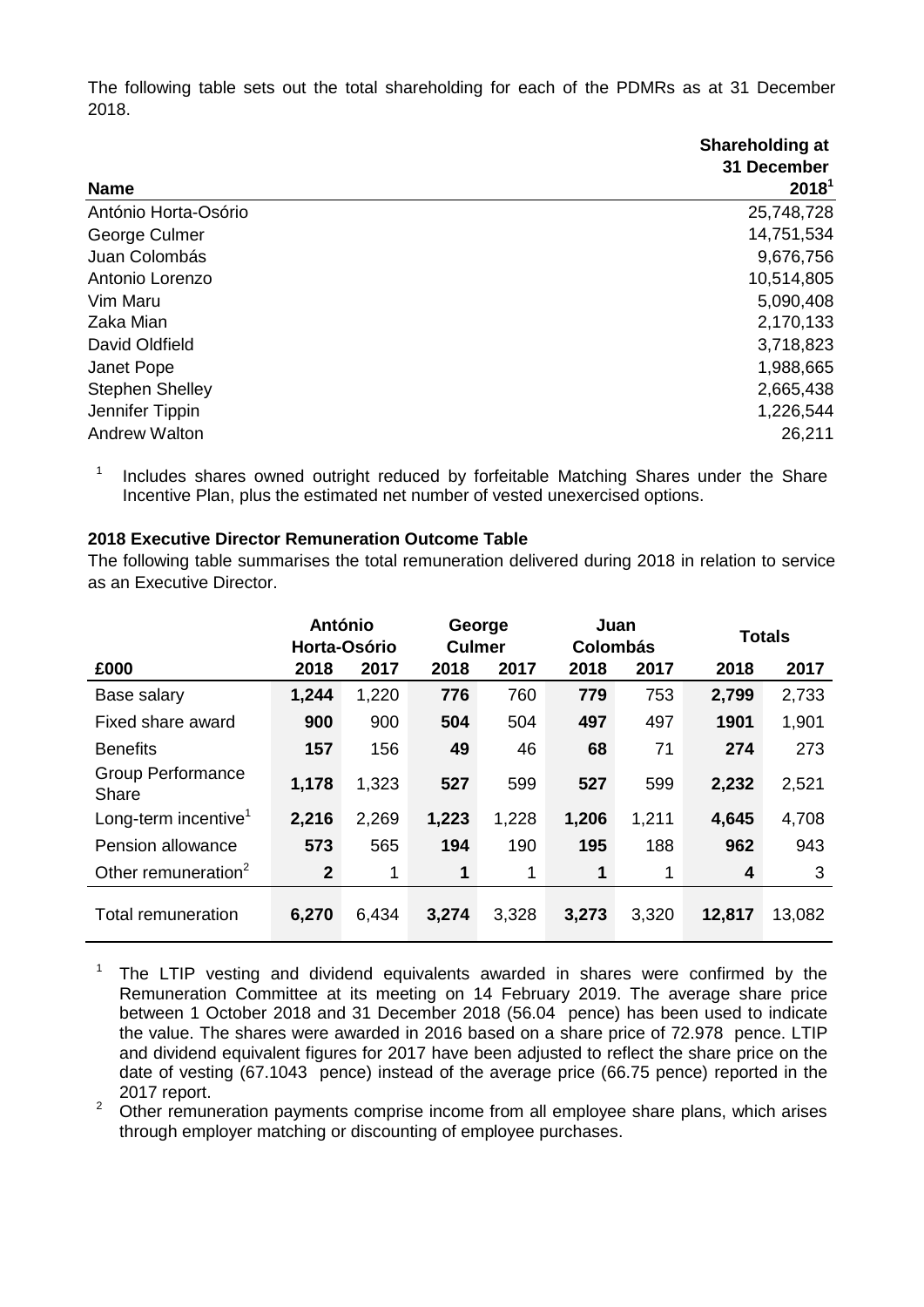The following table sets out the total shareholding for each of the PDMRs as at 31 December 2018.

| Name | Shareholding at 31 December 2018[1] |
|---|---|
| António Horta-Osório | 25,748,728 |
| George Culmer | 14,751,534 |
| Juan Colombás | 9,676,756 |
| Antonio Lorenzo | 10,514,805 |
| Vim Maru | 5,090,408 |
| Zaka Mian | 2,170,133 |
| David Oldfield | 3,718,823 |
| Janet Pope | 1,988,665 |
| Stephen Shelley | 2,665,438 |
| Jennifer Tippin | 1,226,544 |
| Andrew Walton | 26,211 |

[1] Includes shares owned outright reduced by forfeitable Matching Shares under the Share Incentive Plan, plus the estimated net number of vested unexercised options.

**2018 Executive Director Remuneration Outcome Table**

The following table summarises the total remuneration delivered during 2018 in relation to service as an Executive Director.

| | António Horta-Osório | | George Culmer | | Juan Colombás | | Totals | |
|---|---|---|---|---|---|---|---|---|
| £000 | 2018 | 2017 | 2018 | 2017 | 2018 | 2017 | 2018 | 2017 |
| Base salary | **1,244** | 1,220 | **776** | 760 | **779** | 753 | **2,799** | 2,733 |
| Fixed share award | **900** | 900 | **504** | 504 | **497** | 497 | **1901** | 1,901 |
| Benefits | **157** | 156 | **49** | 46 | **68** | 71 | **274** | 273 |
| Group Performance Share | **1,178** | 1,323 | **527** | 599 | **527** | 599 | **2,232** | 2,521 |
| Long-term incentive[1] | **2,216** | 2,269 | **1,223** | 1,228 | **1,206** | 1,211 | **4,645** | 4,708 |
| Pension allowance | **573** | 565 | **194** | 190 | **195** | 188 | **962** | 943 |
| Other remuneration[2] | **2** | 1 | **1** | 1 | **1** | 1 | **4** | 3 |
| Total remuneration | **6,270** | 6,434 | **3,274** | 3,328 | **3,273** | 3,320 | **12,817** | 13,082 |

[1] The LTIP vesting and dividend equivalents awarded in shares were confirmed by the Remuneration Committee at its meeting on 14 February 2019. The average share price between 1 October 2018 and 31 December 2018 (56.04 pence) has been used to indicate the value. The shares were awarded in 2016 based on a share price of 72.978 pence. LTIP and dividend equivalent figures for 2017 have been adjusted to reflect the share price on the date of vesting (67.1043 pence) instead of the average price (66.75 pence) reported in the 2017 report.

[2] Other remuneration payments comprise income from all employee share plans, which arises through employer matching or discounting of employee purchases.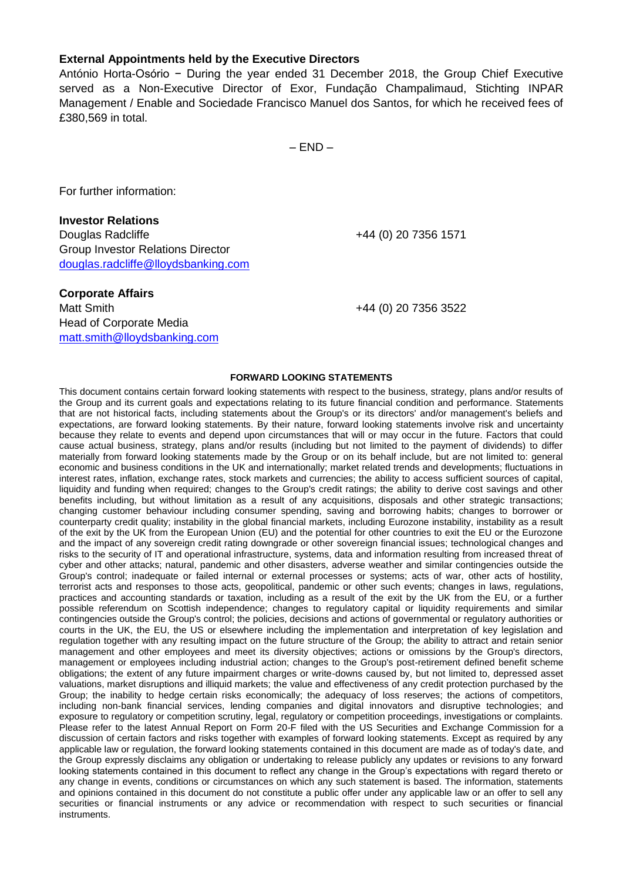**External Appointments held by the Executive Directors**

António Horta-Osório − During the year ended 31 December 2018, the Group Chief Executive served as a Non-Executive Director of Exor, Fundação Champalimaud, Stichting INPAR Management / Enable and Sociedade Francisco Manuel dos Santos, for which he received fees of £380,569 in total.

– END –

For further information:

**Investor Relations**

Douglas Radcliffe +44 (0) 20 7356 1571
Group Investor Relations Director
douglas.radcliffe@lloydsbanking.com

**Corporate Affairs**

Matt Smith +44 (0) 20 7356 3522
Head of Corporate Media
matt.smith@lloydsbanking.com

**FORWARD LOOKING STATEMENTS**

This document contains certain forward looking statements with respect to the business, strategy, plans and/or results of the Group and its current goals and expectations relating to its future financial condition and performance. Statements that are not historical facts, including statements about the Group's or its directors' and/or management's beliefs and expectations, are forward looking statements. By their nature, forward looking statements involve risk and uncertainty because they relate to events and depend upon circumstances that will or may occur in the future. Factors that could cause actual business, strategy, plans and/or results (including but not limited to the payment of dividends) to differ materially from forward looking statements made by the Group or on its behalf include, but are not limited to: general economic and business conditions in the UK and internationally; market related trends and developments; fluctuations in interest rates, inflation, exchange rates, stock markets and currencies; the ability to access sufficient sources of capital, liquidity and funding when required; changes to the Group's credit ratings; the ability to derive cost savings and other benefits including, but without limitation as a result of any acquisitions, disposals and other strategic transactions; changing customer behaviour including consumer spending, saving and borrowing habits; changes to borrower or counterparty credit quality; instability in the global financial markets, including Eurozone instability, instability as a result of the exit by the UK from the European Union (EU) and the potential for other countries to exit the EU or the Eurozone and the impact of any sovereign credit rating downgrade or other sovereign financial issues; technological changes and risks to the security of IT and operational infrastructure, systems, data and information resulting from increased threat of cyber and other attacks; natural, pandemic and other disasters, adverse weather and similar contingencies outside the Group's control; inadequate or failed internal or external processes or systems; acts of war, other acts of hostility, terrorist acts and responses to those acts, geopolitical, pandemic or other such events; changes in laws, regulations, practices and accounting standards or taxation, including as a result of the exit by the UK from the EU, or a further possible referendum on Scottish independence; changes to regulatory capital or liquidity requirements and similar contingencies outside the Group's control; the policies, decisions and actions of governmental or regulatory authorities or courts in the UK, the EU, the US or elsewhere including the implementation and interpretation of key legislation and regulation together with any resulting impact on the future structure of the Group; the ability to attract and retain senior management and other employees and meet its diversity objectives; actions or omissions by the Group's directors, management or employees including industrial action; changes to the Group's post-retirement defined benefit scheme obligations; the extent of any future impairment charges or write-downs caused by, but not limited to, depressed asset valuations, market disruptions and illiquid markets; the value and effectiveness of any credit protection purchased by the Group; the inability to hedge certain risks economically; the adequacy of loss reserves; the actions of competitors, including non-bank financial services, lending companies and digital innovators and disruptive technologies; and exposure to regulatory or competition scrutiny, legal, regulatory or competition proceedings, investigations or complaints. Please refer to the latest Annual Report on Form 20-F filed with the US Securities and Exchange Commission for a discussion of certain factors and risks together with examples of forward looking statements. Except as required by any applicable law or regulation, the forward looking statements contained in this document are made as of today's date, and the Group expressly disclaims any obligation or undertaking to release publicly any updates or revisions to any forward looking statements contained in this document to reflect any change in the Group's expectations with regard thereto or any change in events, conditions or circumstances on which any such statement is based. The information, statements and opinions contained in this document do not constitute a public offer under any applicable law or an offer to sell any securities or financial instruments or any advice or recommendation with respect to such securities or financial instruments.